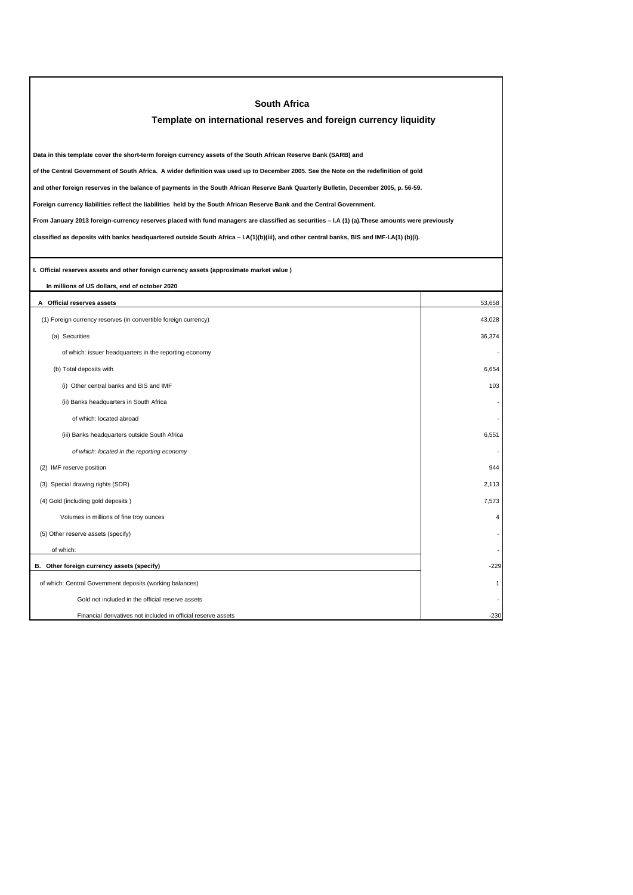# South Africa

## Template on international reserves and foreign currency liquidity

**Data in this template cover the short-term foreign currency assets of the South African Reserve Bank (SARB) and of the Central Government of South Africa. A wider definition was used up to December 2005. See the Note on the redefinition of gold and other foreign reserves in the balance of payments in the South African Reserve Bank Quarterly Bulletin, December 2005, p. 56-59.**

**Foreign currency liabilities reflect the liabilities held by the South African Reserve Bank and the Central Government.**

**From January 2013 foreign-currency reserves placed with fund managers are classified as securities – I.A (1) (a).These amounts were previously classified as deposits with banks headquartered outside South Africa – I.A(1)(b)(iii), and other central banks, BIS and IMF-I.A(1) (b)(i).**

**I. Official reserves assets and other foreign currency assets (approximate market value )**

**In millions of US dollars, end of october 2020**

| | |
|---|---|
| **A Official reserves assets** | 53,658 |
| (1) Foreign currency reserves (in convertible foreign currency) | 43,028 |
| (a) Securities | 36,374 |
| of which: issuer headquarters in the reporting economy | - |
| (b) Total deposits with | 6,654 |
| (i) Other central banks and BIS and IMF | 103 |
| (ii) Banks headquarters in South Africa | - |
| of which: located abroad | - |
| (iii) Banks headquarters outside South Africa | 6,551 |
| *of which: located in the reporting economy* | - |
| (2) IMF reserve position | 944 |
| (3) Special drawing rights (SDR) | 2,113 |
| (4) Gold (including gold deposits ) | 7,573 |
| Volumes in millions of fine troy ounces | 4 |
| (5) Other reserve assets (specify) | - |
| of which: | - |
| **B. Other foreign currency assets (specify)** | -229 |
| of which: Central Government deposits (working balances) | 1 |
| Gold not included in the official reserve assets | - |
| Financial derivatives not included in official reserve assets | -230 |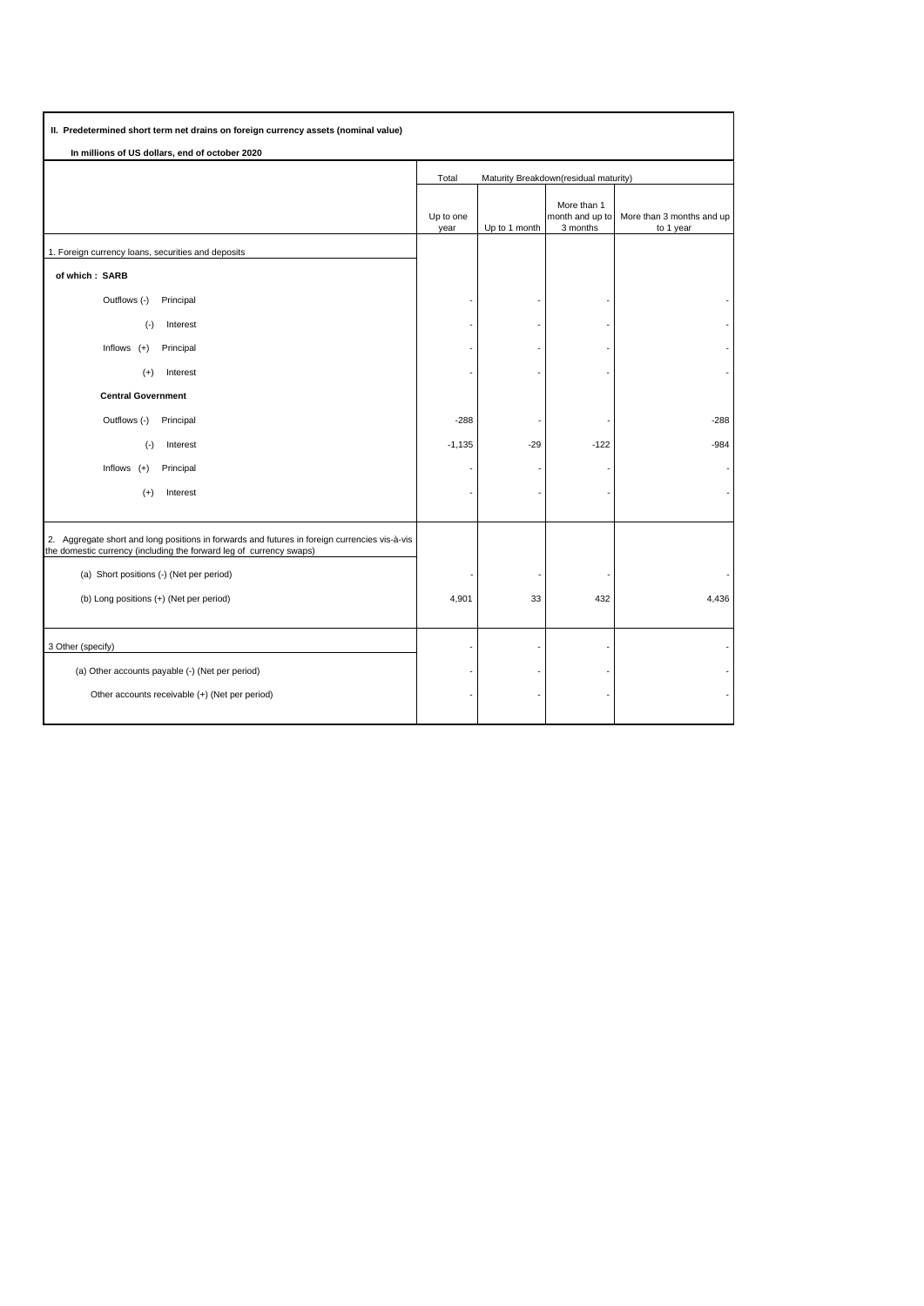**II. Predetermined short term net drains on foreign currency assets (nominal value)**

**In millions of US dollars, end of october 2020**

| | Total | Maturity Breakdown(residual maturity) | | |
|---|---|---|---|---|
| | Up to one year | Up to 1 month | More than 1 month and up to 3 months | More than 3 months and up to 1 year |
| 1. Foreign currency loans, securities and deposits | | | | |
| **of which : SARB** | | | | |
| Outflows (-) Principal | - | - | - | - |
| (-) Interest | - | - | - | - |
| Inflows (+) Principal | - | - | - | - |
| (+) Interest | - | - | - | - |
| **Central Government** | | | | |
| Outflows (-) Principal | -288 | - | - | -288 |
| (-) Interest | -1,135 | -29 | -122 | -984 |
| Inflows (+) Principal | - | - | - | - |
| (+) Interest | - | - | - | - |
| 2. Aggregate short and long positions in forwards and futures in foreign currencies vis-à-vis the domestic currency (including the forward leg of currency swaps) | | | | |
| (a) Short positions (-) (Net per period) | - | - | - | - |
| (b) Long positions (+) (Net per period) | 4,901 | 33 | 432 | 4,436 |
| 3 Other (specify) | - | - | - | - |
| (a) Other accounts payable (-) (Net per period) | - | - | - | - |
| Other accounts receivable (+) (Net per period) | - | - | - | - |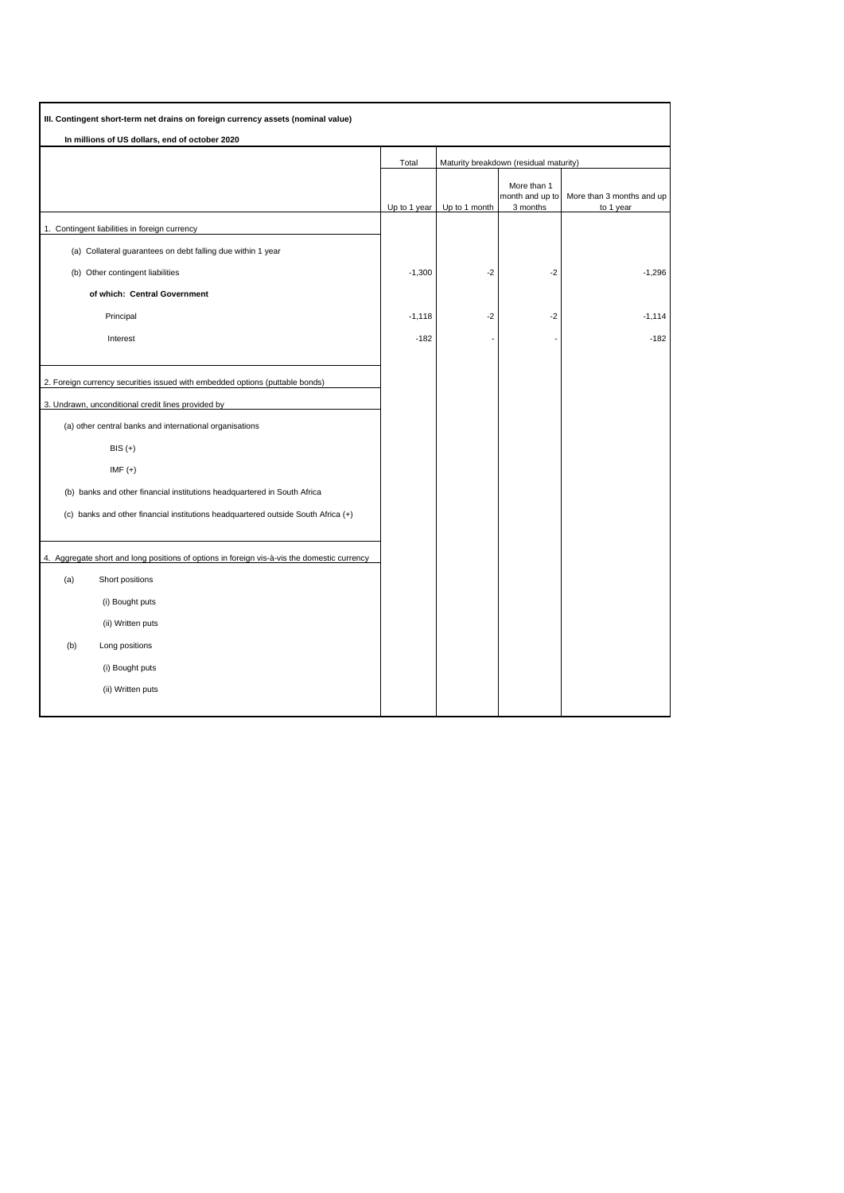| III. Contingent short-term net drains on foreign currency assets (nominal value) | | | | |
|---|---|---|---|---|
| **In millions of US dollars, end of october 2020** | | | | |
| | Total | Maturity breakdown (residual maturity) | | |
| | Up to 1 year | Up to 1 month | More than 1 month and up to 3 months | More than 3 months and up to 1 year |
| 1. Contingent liabilities in foreign currency | | | | |
| (a) Collateral guarantees on debt falling due within 1 year | | | | |
| (b) Other contingent liabilities | -1,300 | -2 | -2 | -1,296 |
| **of which: Central Government** | | | | |
| Principal | -1,118 | -2 | -2 | -1,114 |
| Interest | -182 | - | - | -182 |
| 2. Foreign currency securities issued with embedded options (puttable bonds) | | | | |
| 3. Undrawn, unconditional credit lines provided by | | | | |
| (a) other central banks and international organisations | | | | |
| BIS (+) | | | | |
| IMF (+) | | | | |
| (b) banks and other financial institutions headquartered in South Africa | | | | |
| (c) banks and other financial institutions headquartered outside South Africa (+) | | | | |
| 4. Aggregate short and long positions of options in foreign vis-à-vis the domestic currency | | | | |
| (a) Short positions | | | | |
| (i) Bought puts | | | | |
| (ii) Written puts | | | | |
| (b) Long positions | | | | |
| (i) Bought puts | | | | |
| (ii) Written puts | | | | |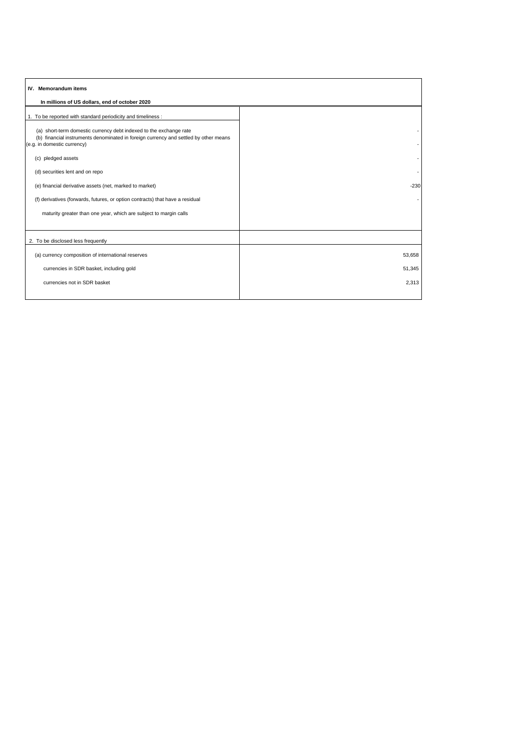## IV. Memorandum items

**In millions of US dollars, end of october 2020**

| | |
|---|---|
| 1. To be reported with standard periodicity and timeliness : | |
| (a) short-term domestic currency debt indexed to the exchange rate | - |
| (b) financial instruments denominated in foreign currency and settled by other means (e.g. in domestic currency) | - |
| (c) pledged assets | - |
| (d) securities lent and on repo | - |
| (e) financial derivative assets (net, marked to market) | -230 |
| (f) derivatives (forwards, futures, or option contracts) that have a residual | - |
| maturity greater than one year, which are subject to margin calls | |
| 2. To be disclosed less frequently | |
| (a) currency composition of international reserves | 53,658 |
| currencies in SDR basket, including gold | 51,345 |
| currencies not in SDR basket | 2,313 |